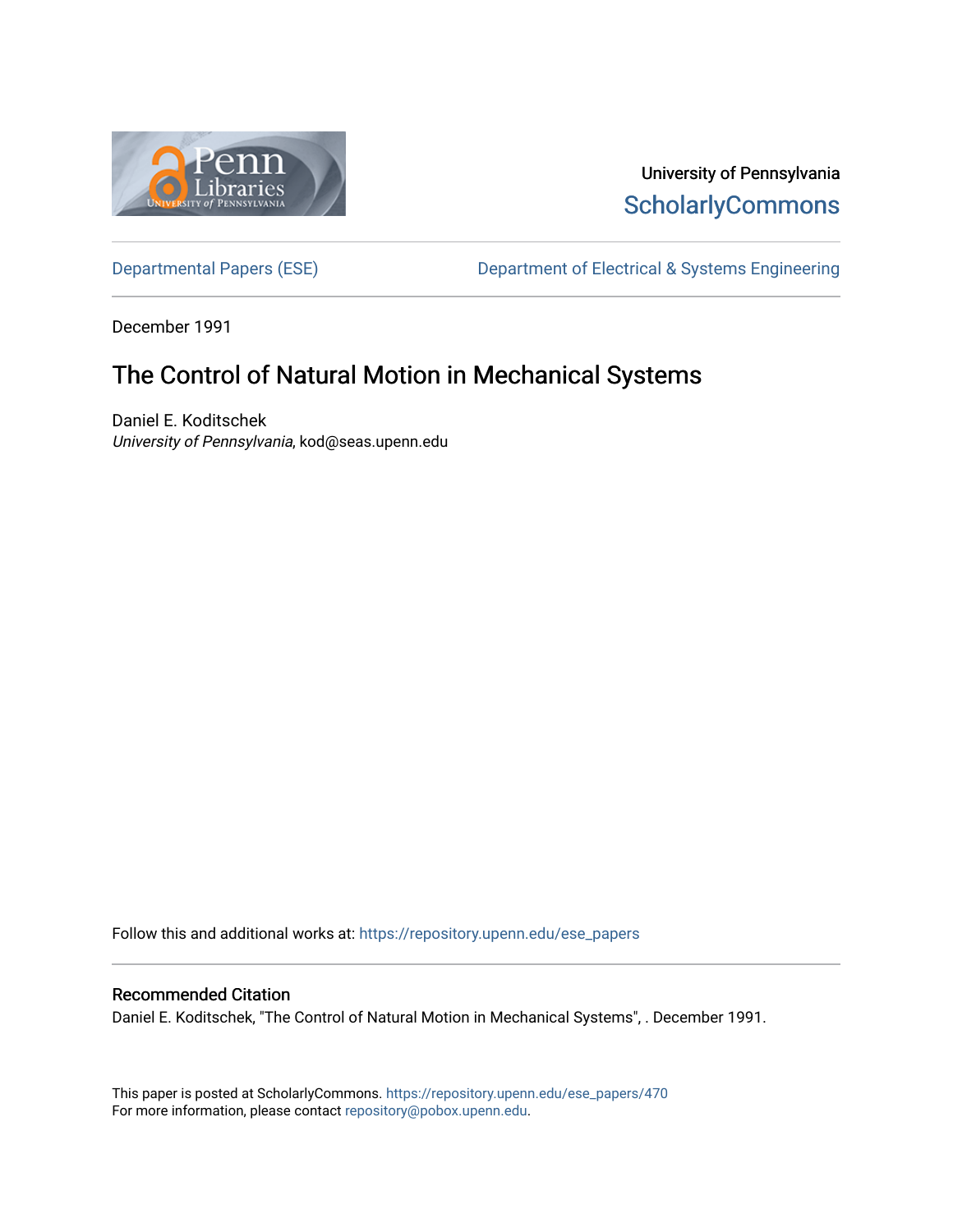University of Pennsylvania
ScholarlyCommons

Departmental Papers (ESE) | Department of Electrical & Systems Engineering

December 1991

# The Control of Natural Motion in Mechanical Systems

Daniel E. Koditschek
*University of Pennsylvania*, kod@seas.upenn.edu

Follow this and additional works at: https://repository.upenn.edu/ese_papers

## Recommended Citation

Daniel E. Koditschek, "The Control of Natural Motion in Mechanical Systems", . December 1991.

This paper is posted at ScholarlyCommons. https://repository.upenn.edu/ese_papers/470
For more information, please contact repository@pobox.upenn.edu.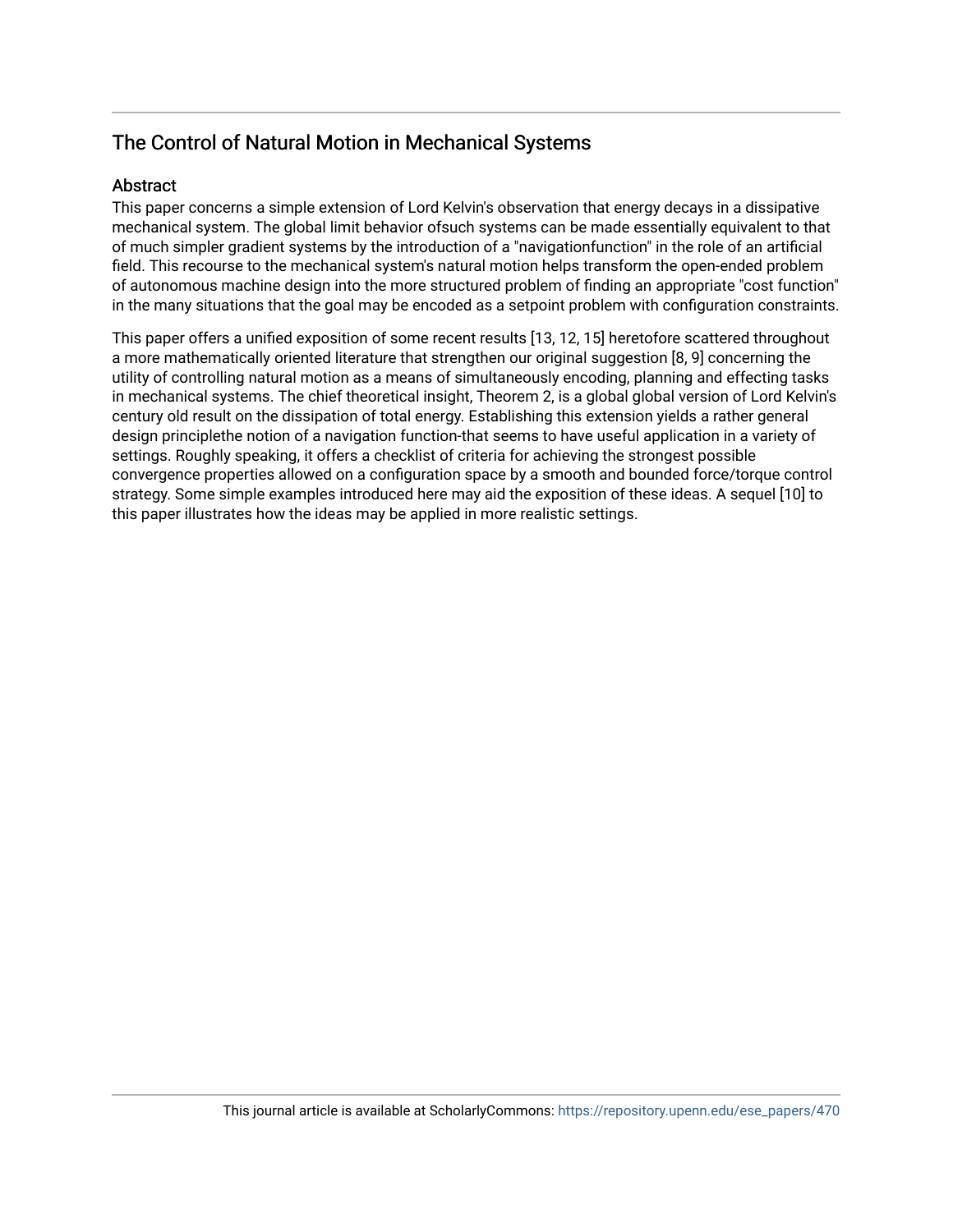## The Control of Natural Motion in Mechanical Systems

### Abstract

This paper concerns a simple extension of Lord Kelvin's observation that energy decays in a dissipative mechanical system. The global limit behavior ofsuch systems can be made essentially equivalent to that of much simpler gradient systems by the introduction of a "navigationfunction" in the role of an artificial field. This recourse to the mechanical system's natural motion helps transform the open-ended problem of autonomous machine design into the more structured problem of finding an appropriate "cost function" in the many situations that the goal may be encoded as a setpoint problem with configuration constraints.

This paper offers a unified exposition of some recent results [13, 12, 15] heretofore scattered throughout a more mathematically oriented literature that strengthen our original suggestion [8, 9] concerning the utility of controlling natural motion as a means of simultaneously encoding, planning and effecting tasks in mechanical systems. The chief theoretical insight, Theorem 2, is a global global version of Lord Kelvin's century old result on the dissipation of total energy. Establishing this extension yields a rather general design principlethe notion of a navigation function-that seems to have useful application in a variety of settings. Roughly speaking, it offers a checklist of criteria for achieving the strongest possible convergence properties allowed on a configuration space by a smooth and bounded force/torque control strategy. Some simple examples introduced here may aid the exposition of these ideas. A sequel [10] to this paper illustrates how the ideas may be applied in more realistic settings.

This journal article is available at ScholarlyCommons: https://repository.upenn.edu/ese_papers/470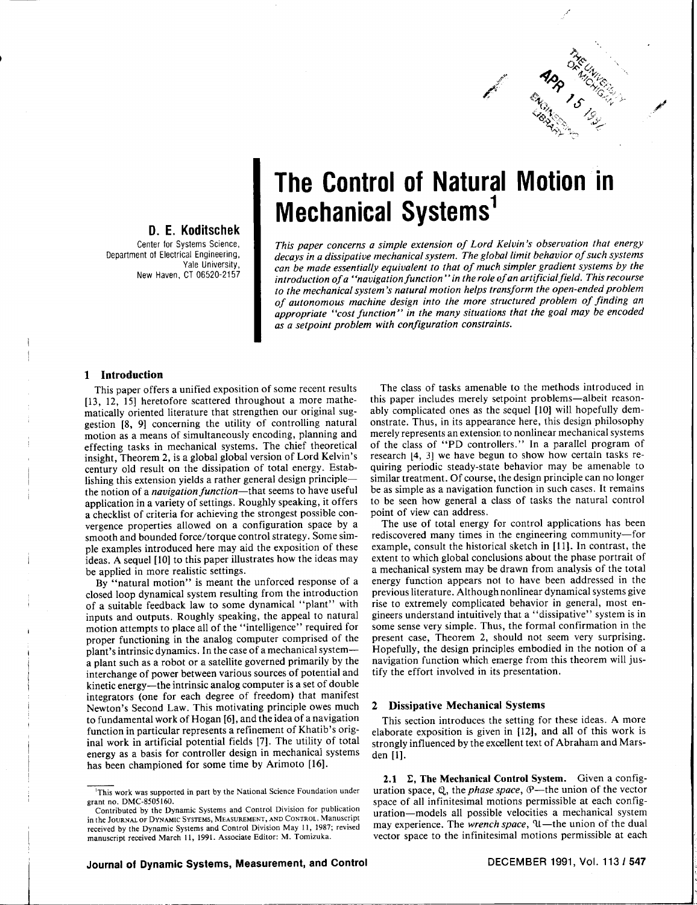# The Control of Natural Motion in Mechanical Systems[1]

**D. E. Koditschek**

Center for Systems Science,
Department of Electrical Engineering,
Yale University,
New Haven, CT 06520-2157

*This paper concerns a simple extension of Lord Kelvin's observation that energy decays in a dissipative mechanical system. The global limit behavior of such systems can be made essentially equivalent to that of much simpler gradient systems by the introduction of a "navigation function" in the role of an artificial field. This recourse to the mechanical system's natural motion helps transform the open-ended problem of autonomous machine design into the more structured problem of finding an appropriate "cost function" in the many situations that the goal may be encoded as a setpoint problem with configuration constraints.*

## 1 Introduction

This paper offers a unified exposition of some recent results [13, 12, 15] heretofore scattered throughout a more mathematically oriented literature that strengthen our original suggestion [8, 9] concerning the utility of controlling natural motion as a means of simultaneously encoding, planning and effecting tasks in mechanical systems. The chief theoretical insight, Theorem 2, is a global global version of Lord Kelvin's century old result on the dissipation of total energy. Establishing this extension yields a rather general design principle—the notion of a *navigation function*—that seems to have useful application in a variety of settings. Roughly speaking, it offers a checklist of criteria for achieving the strongest possible convergence properties allowed on a configuration space by a smooth and bounded force/torque control strategy. Some simple examples introduced here may aid the exposition of these ideas. A sequel [10] to this paper illustrates how the ideas may be applied in more realistic settings.

By "natural motion" is meant the unforced response of a closed loop dynamical system resulting from the introduction of a suitable feedback law to some dynamical "plant" with inputs and outputs. Roughly speaking, the appeal to natural motion attempts to place all of the "intelligence" required for proper functioning in the analog computer comprised of the plant's intrinsic dynamics. In the case of a mechanical system—a plant such as a robot or a satellite governed primarily by the interchange of power between various sources of potential and kinetic energy—the intrinsic analog computer is a set of double integrators (one for each degree of freedom) that manifest Newton's Second Law. This motivating principle owes much to fundamental work of Hogan [6], and the idea of a navigation function in particular represents a refinement of Khatib's original work in artificial potential fields [7]. The utility of total energy as a basis for controller design in mechanical systems has been championed for some time by Arimoto [16].

The class of tasks amenable to the methods introduced in this paper includes merely setpoint problems—albeit reasonably complicated ones as the sequel [10] will hopefully demonstrate. Thus, in its appearance here, this design philosophy merely represents an extension to nonlinear mechanical systems of the class of "PD controllers." In a parallel program of research [4, 3] we have begun to show how certain tasks requiring periodic steady-state behavior may be amenable to similar treatment. Of course, the design principle can no longer be as simple as a navigation function in such cases. It remains to be seen how general a class of tasks the natural control point of view can address.

The use of total energy for control applications has been rediscovered many times in the engineering community—for example, consult the historical sketch in [11]. In contrast, the extent to which global conclusions about the phase portrait of a mechanical system may be drawn from analysis of the total energy function appears not to have been addressed in the previous literature. Although nonlinear dynamical systems give rise to extremely complicated behavior in general, most engineers understand intuitively that a "dissipative" system is in some sense very simple. Thus, the formal confirmation in the present case, Theorem 2, should not seem very surprising. Hopefully, the design principles embodied in the notion of a navigation function which emerge from this theorem will justify the effort involved in its presentation.

## 2 Dissipative Mechanical Systems

This section introduces the setting for these ideas. A more elaborate exposition is given in [12], and all of this work is strongly influenced by the excellent text of Abraham and Marsden [1].

**2.1 $\Sigma$, The Mechanical Control System.** Given a configuration space, $\mathcal{Q}$, the *phase space*, $\mathcal{P}$—the union of the vector space of all infinitesimal motions permissible at each configuration—models all possible velocities a mechanical system may experience. The *wrench space*, $\mathcal{U}$—the union of the dual vector space to the infinitesimal motions permissible at each

[1] This work was supported in part by the National Science Foundation under grant no. DMC-8505160.

Contributed by the Dynamic Systems and Control Division for publication in the JOURNAL OF DYNAMIC SYSTEMS, MEASUREMENT, AND CONTROL. Manuscript received by the Dynamic Systems and Control Division May 11, 1987; revised manuscript received March 11, 1991. Associate Editor: M. Tomizuka.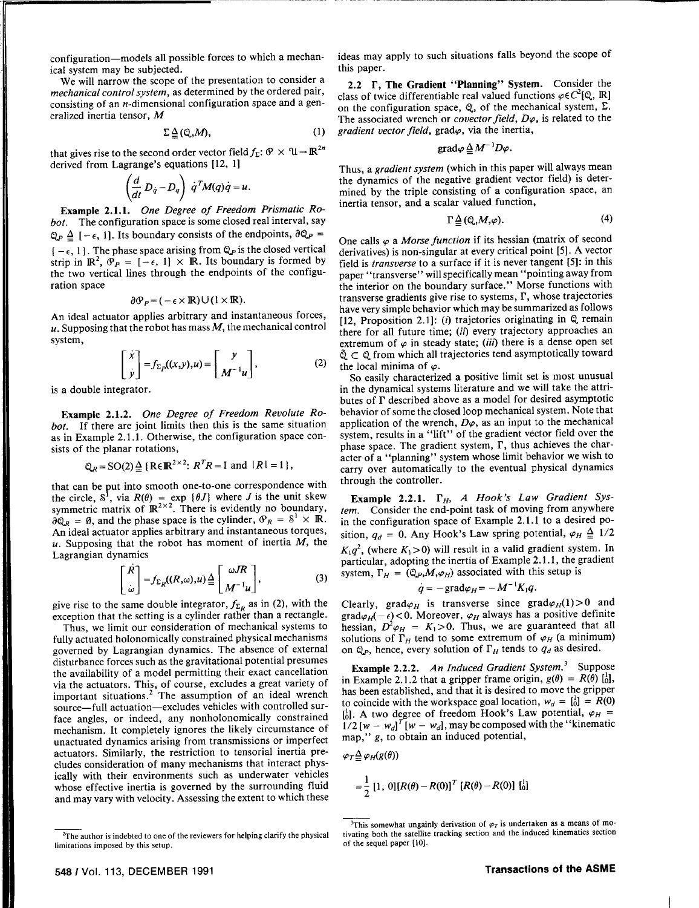configuration—models all possible forces to which a mechanical system may be subjected.

We will narrow the scope of the presentation to consider a *mechanical control system*, as determined by the ordered pair, consisting of an $n$-dimensional configuration space and a generalized inertia tensor, $M$

$$\Sigma \triangleq (\mathcal{Q}, M), \tag{1}$$

that gives rise to the second order vector field $f_\Sigma: \mathcal{P} \times \mathcal{U} \rightarrow \mathbb{R}^{2n}$ derived from Lagrange's equations [12, 1]

$$\left(\frac{d}{dt} D_{\dot{q}} - D_q\right) \dot{q}^T M(q) \dot{q} = u.$$

**Example 2.1.1.** *One Degree of Freedom Prismatic Robot.* The configuration space is some closed real interval, say $\mathcal{Q}_P \triangleq [-\epsilon, 1]$. Its boundary consists of the endpoints, $\partial\mathcal{Q}_P = \{-\epsilon, 1\}$. The phase space arising from $\mathcal{Q}_P$ is the closed vertical strip in $\mathbb{R}^2$, $\mathcal{P}_P = [-\epsilon, 1] \times \mathbb{R}$. Its boundary is formed by the two vertical lines through the endpoints of the configuration space

$$\partial\mathcal{P}_P = (-\epsilon \times \mathbb{R}) \cup (1 \times \mathbb{R}).$$

An ideal actuator applies arbitrary and instantaneous forces, $u$. Supposing that the robot has mass $M$, the mechanical control system,

$$\begin{bmatrix} \dot{x} \\ \dot{y} \end{bmatrix} = f_{\Sigma_P}((x,y),u) = \begin{bmatrix} y \\ M^{-1}u \end{bmatrix}, \tag{2}$$

is a double integrator.

**Example 2.1.2.** *One Degree of Freedom Revolute Robot.* If there are joint limits then this is the same situation as in Example 2.1.1. Otherwise, the configuration space consists of the planar rotations,

$$\mathcal{Q}_R = SO(2) \triangleq \{R \in \mathbb{R}^{2\times 2}: R^T R = I \text{ and } |R| = 1\},$$

that can be put into smooth one-to-one correspondence with the circle, $S^1$, via $R(\theta) = \exp\{\theta J\}$ where $J$ is the unit skew symmetric matrix of $\mathbb{R}^{2\times 2}$. There is evidently no boundary, $\partial\mathcal{Q}_R = \emptyset$, and the phase space is the cylinder, $\mathcal{P}_R = S^1 \times \mathbb{R}$. An ideal actuator applies arbitrary and instantaneous torques, $u$. Supposing that the robot has moment of inertia $M$, the Lagrangian dynamics

$$\begin{bmatrix} \dot{R} \\ \dot{\omega} \end{bmatrix} = f_{\Sigma_R}((R,\omega),u) \triangleq \begin{bmatrix} \omega J R \\ M^{-1}u \end{bmatrix}, \tag{3}$$

give rise to the same double integrator, $f_{\Sigma_R}$ as in (2), with the exception that the setting is a cylinder rather than a rectangle.

Thus, we limit our consideration of mechanical systems to fully actuated holonomically constrained physical mechanisms governed by Lagrangian dynamics. The absence of external disturbance forces such as the gravitational potential presumes the availability of a model permitting their exact cancellation via the actuators. This, of course, excludes a great variety of important situations.[2] The assumption of an ideal wrench source—full actuation—excludes vehicles with controlled surface angles, or indeed, any nonholonomically constrained mechanism. It completely ignores the likely circumstance of unactuated dynamics arising from transmissions or imperfect actuators. Similarly, the restriction to tensorial inertia precludes consideration of many mechanisms that interact physically with their environments such as underwater vehicles whose effective inertia is governed by the surrounding fluid and may vary with velocity. Assessing the extent to which these ideas may apply to such situations falls beyond the scope of this paper.

**2.2 Γ, The Gradient "Planning" System.** Consider the class of twice differentiable real valued functions $\varphi \in C^2[\mathcal{Q}, \mathbb{R}]$ on the configuration space, $\mathcal{Q}$, of the mechanical system, $\Sigma$. The associated wrench or *covector field*, $D\varphi$, is related to the *gradient vector field*, grad$\varphi$, via the inertia,

$$\text{grad}\varphi \triangleq M^{-1} D\varphi.$$

Thus, a *gradient system* (which in this paper will always mean the dynamics of the negative gradient vector field) is determined by the triple consisting of a configuration space, an inertia tensor, and a scalar valued function,

$$\Gamma \triangleq (\mathcal{Q}, M, \varphi). \tag{4}$$

One calls $\varphi$ a *Morse function* if its hessian (matrix of second derivatives) is non-singular at every critical point [5]. A vector field is *transverse* to a surface if it is never tangent [5]: in this paper "transverse" will specifically mean "pointing away from the interior on the boundary surface." Morse functions with transverse gradients give rise to systems, Γ, whose trajectories have very simple behavior which may be summarized as follows [12, Proposition 2.1]: (*i*) trajetories originating in $\mathcal{Q}$ remain there for all future time; (*ii*) every trajectory approaches an extremum of $\varphi$ in steady state; (*iii*) there is a dense open set $\tilde{\mathcal{Q}} \subset \mathcal{Q}$ from which all trajectories tend asymptotically toward the local minima of $\varphi$.

So easily characterized a positive limit set is most unusual in the dynamical systems literature and we will take the attributes of Γ described above as a model for desired asymptotic behavior of some the closed loop mechanical system. Note that application of the wrench, $D\varphi$, as an input to the mechanical system, results in a "lift" of the gradient vector field over the phase space. The gradient system, Γ, thus achieves the character of a "planning" system whose limit behavior we wish to carry over automatically to the eventual physical dynamics through the controller.

**Example 2.2.1.** *$\Gamma_H$, A Hook's Law Gradient System.* Consider the end-point task of moving from anywhere in the configuration space of Example 2.1.1 to a desired position, $q_d = 0$. Any Hook's Law spring potential, $\varphi_H \triangleq 1/2\, K_1 q^2$, (where $K_1 > 0$) will result in a valid gradient system. In particular, adopting the inertia of Example 2.1.1, the gradient system, $\Gamma_H = (\mathcal{Q}_P, M, \varphi_H)$ associated with this setup is

$$\dot{q} = -\text{grad}\varphi_H = -M^{-1} K_1 q.$$

Clearly, grad$\varphi_H$ is transverse since grad$\varphi_H(1) > 0$ and grad$\varphi_H(-\epsilon) < 0$. Moreover, $\varphi_H$ always has a positive definite hessian, $D^2\varphi_H = K_1 > 0$. Thus, we are guaranteed that all solutions of $\Gamma_H$ tend to some extremum of $\varphi_H$ (a minimum) on $\mathcal{Q}_P$, hence, every solution of $\Gamma_H$ tends to $q_d$ as desired.

**Example 2.2.2.** *An Induced Gradient System.*[3] Suppose in Example 2.1.2 that a gripper frame origin, $g(\theta) = R(\theta) \begin{bmatrix} 1 \\ 0 \end{bmatrix}$, has been established, and that it is desired to move the gripper to coincide with the workspace goal location, $w_d = \begin{bmatrix} 1 \\ 0 \end{bmatrix} = R(0) \begin{bmatrix} 1 \\ 0 \end{bmatrix}$. A two degree of freedom Hook's Law potential, $\varphi_H = 1/2\, [w - w_d]^T [w - w_d]$, may be composed with the "kinematic map," $g$, to obtain an induced potential,

$$\varphi_T \triangleq \varphi_H(g(\theta))$$

$$= \frac{1}{2} [1, 0][R(\theta) - R(0)]^T [R(\theta) - R(0)] \begin{bmatrix} 1 \\ 0 \end{bmatrix}$$

---

[2] The author is indebted to one of the reviewers for helping clarify the physical limitations imposed by this setup.

[3] This somewhat ungainly derivation of $\varphi_T$ is undertaken as a means of motivating both the satellite tracking section and the induced kinematics section of the sequel paper [10].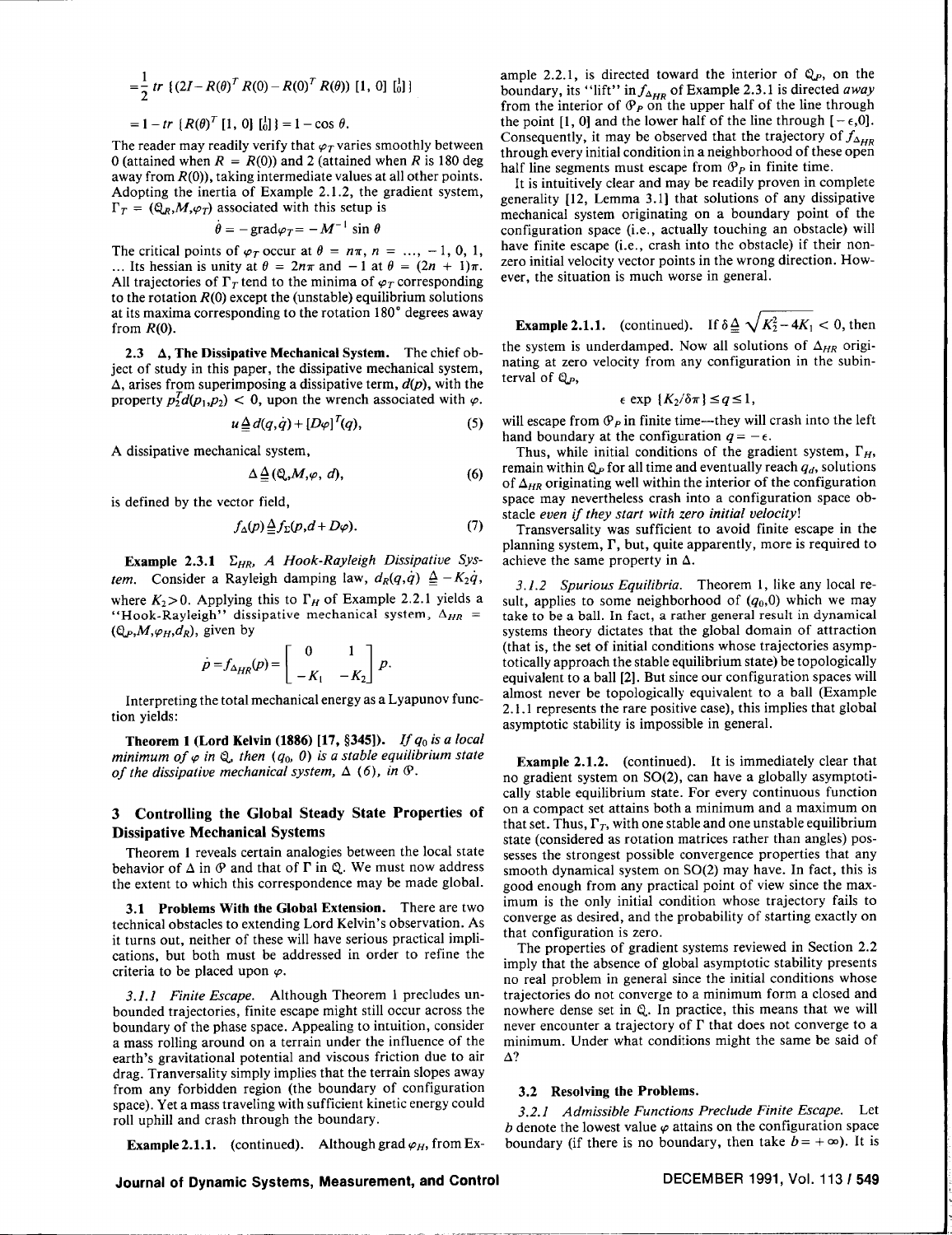$$= \frac{1}{2} tr \{(2I - R(\theta)^T R(0) - R(0)^T R(\theta)) [1, 0] [^1_0]\}$$

$$= 1 - tr \{R(\theta)^T [1, 0] [^1_0]\} = 1 - \cos \theta.$$

The reader may readily verify that $\varphi_T$ varies smoothly between 0 (attained when $R = R(0)$) and 2 (attained when $R$ is 180 deg away from $R(0)$), taking intermediate values at all other points. Adopting the inertia of Example 2.1.2, the gradient system, $\Gamma_T = (\mathcal{Q}_R, M, \varphi_T)$ associated with this setup is

$$\dot{\theta} = -\text{grad}\varphi_T = -M^{-1} \sin \theta$$

The critical points of $\varphi_T$ occur at $\theta = n\pi$, $n = \ldots, -1, 0, 1, \ldots$ Its hessian is unity at $\theta = 2n\pi$ and $-1$ at $\theta = (2n+1)\pi$. All trajectories of $\Gamma_T$ tend to the minima of $\varphi_T$ corresponding to the rotation $R(0)$ except the (unstable) equilibrium solutions at its maxima corresponding to the rotation 180° degrees away from $R(0)$.

**2.3 Δ, The Dissipative Mechanical System.** The chief object of study in this paper, the dissipative mechanical system, Δ, arises from superimposing a dissipative term, $d(p)$, with the property $p_2^T d(p_1, p_2) < 0$, upon the wrench associated with $\varphi$.

$$u \triangleq d(q, \dot{q}) + [D\varphi]^T(q), \tag{5}$$

A dissipative mechanical system,

$$\Delta \triangleq (\mathcal{Q}, M, \varphi, d), \tag{6}$$

is defined by the vector field,

$$f_\Delta(p) \triangleq f_\Sigma(p, d + D\varphi). \tag{7}$$

**Example 2.3.1** $\Sigma_{HR}$, *A Hook-Rayleigh Dissipative System.* Consider a Rayleigh damping law, $d_R(q, \dot{q}) \triangleq -K_2\dot{q}$, where $K_2 > 0$. Applying this to $\Gamma_H$ of Example 2.2.1 yields a "Hook-Rayleigh" dissipative mechanical system, $\Delta_{HR} = (\mathcal{Q}_P, M, \varphi_H, d_R)$, given by

$$\dot{p} = f_{\Delta_{HR}}(p) = \begin{bmatrix} 0 & 1 \\ -K_1 & -K_2 \end{bmatrix} p.$$

Interpreting the total mechanical energy as a Lyapunov function yields:

**Theorem 1 (Lord Kelvin (1886) [17, §345]).** *If $q_0$ is a local minimum of $\varphi$ in $\mathcal{Q}$, then $(q_0, 0)$ is a stable equilibrium state of the dissipative mechanical system, Δ (6), in $\mathcal{P}$.*

## 3 Controlling the Global Steady State Properties of Dissipative Mechanical Systems

Theorem 1 reveals certain analogies between the local state behavior of Δ in $\mathcal{P}$ and that of Γ in $\mathcal{Q}$. We must now address the extent to which this correspondence may be made global.

**3.1 Problems With the Global Extension.** There are two technical obstacles to extending Lord Kelvin's observation. As it turns out, neither of these will have serious practical implications, but both must be addressed in order to refine the criteria to be placed upon $\varphi$.

*3.1.1 Finite Escape.* Although Theorem 1 precludes unbounded trajectories, finite escape might still occur across the boundary of the phase space. Appealing to intuition, consider a mass rolling around on a terrain under the influence of the earth's gravitational potential and viscous friction due to air drag. Tranversality simply implies that the terrain slopes away from any forbidden region (the boundary of configuration space). Yet a mass traveling with sufficient kinetic energy could roll uphill and crash through the boundary.

**Example 2.1.1.** (continued). Although grad $\varphi_H$, from Example 2.2.1, is directed toward the interior of $\mathcal{Q}_P$, on the boundary, its "lift" in $f_{\Delta_{HR}}$ of Example 2.3.1 is directed *away* from the interior of $\mathcal{P}_P$ on the upper half of the line through the point [1, 0] and the lower half of the line through $[-\epsilon, 0]$. Consequently, it may be observed that the trajectory of $f_{\Delta_{HR}}$ through every initial condition in a neighborhood of these open half line segments must escape from $\mathcal{P}_P$ in finite time.

It is intuitively clear and may be readily proven in complete generality [12, Lemma 3.1] that solutions of any dissipative mechanical system originating on a boundary point of the configuration space (i.e., actually touching an obstacle) will have finite escape (i.e., crash into the obstacle) if their nonzero initial velocity vector points in the wrong direction. However, the situation is much worse in general.

**Example 2.1.1.** (continued). If $\delta \triangleq \sqrt{K_2^2 - 4K_1} < 0$, then the system is underdamped. Now all solutions of $\Delta_{HR}$ originating at zero velocity from any configuration in the subinterval of $\mathcal{Q}_P$,

$$\epsilon \exp\{K_2/\delta\pi\} \leq q \leq 1,$$

will escape from $\mathcal{P}_P$ in finite time—they will crash into the left hand boundary at the configuration $q = -\epsilon$.

Thus, while initial conditions of the gradient system, $\Gamma_H$, remain within $\mathcal{Q}_P$ for all time and eventually reach $q_d$, solutions of $\Delta_{HR}$ originating well within the interior of the configuration space may nevertheless crash into a configuration space obstacle *even if they start with zero initial velocity*!

Transversality was sufficient to avoid finite escape in the planning system, Γ, but, quite apparently, more is required to achieve the same property in Δ.

*3.1.2 Spurious Equilibria.* Theorem 1, like any local result, applies to some neighborhood of $(q_0, 0)$ which we may take to be a ball. In fact, a rather general result in dynamical systems theory dictates that the global domain of attraction (that is, the set of initial conditions whose trajectories asymptotically approach the stable equilibrium state) be topologically equivalent to a ball [2]. But since our configuration spaces will almost never be topologically equivalent to a ball (Example 2.1.1 represents the rare positive case), this implies that global asymptotic stability is impossible in general.

**Example 2.1.2.** (continued). It is immediately clear that no gradient system on SO(2), can have a globally asymptotically stable equilibrium state. For every continuous function on a compact set attains both a minimum and a maximum on that set. Thus, $\Gamma_T$, with one stable and one unstable equilibrium state (considered as rotation matrices rather than angles) possesses the strongest possible convergence properties that any smooth dynamical system on SO(2) may have. In fact, this is good enough from any practical point of view since the maximum is the only initial condition whose trajectory fails to converge as desired, and the probability of starting exactly on that configuration is zero.

The properties of gradient systems reviewed in Section 2.2 imply that the absence of global asymptotic stability presents no real problem in general since the initial conditions whose trajectories do not converge to a minimum form a closed and nowhere dense set in $\mathcal{Q}$. In practice, this means that we will never encounter a trajectory of Γ that does not converge to a minimum. Under what conditions might the same be said of Δ?

**3.2 Resolving the Problems.**

*3.2.1 Admissible Functions Preclude Finite Escape.* Let $b$ denote the lowest value $\varphi$ attains on the configuration space boundary (if there is no boundary, then take $b = +\infty$). It is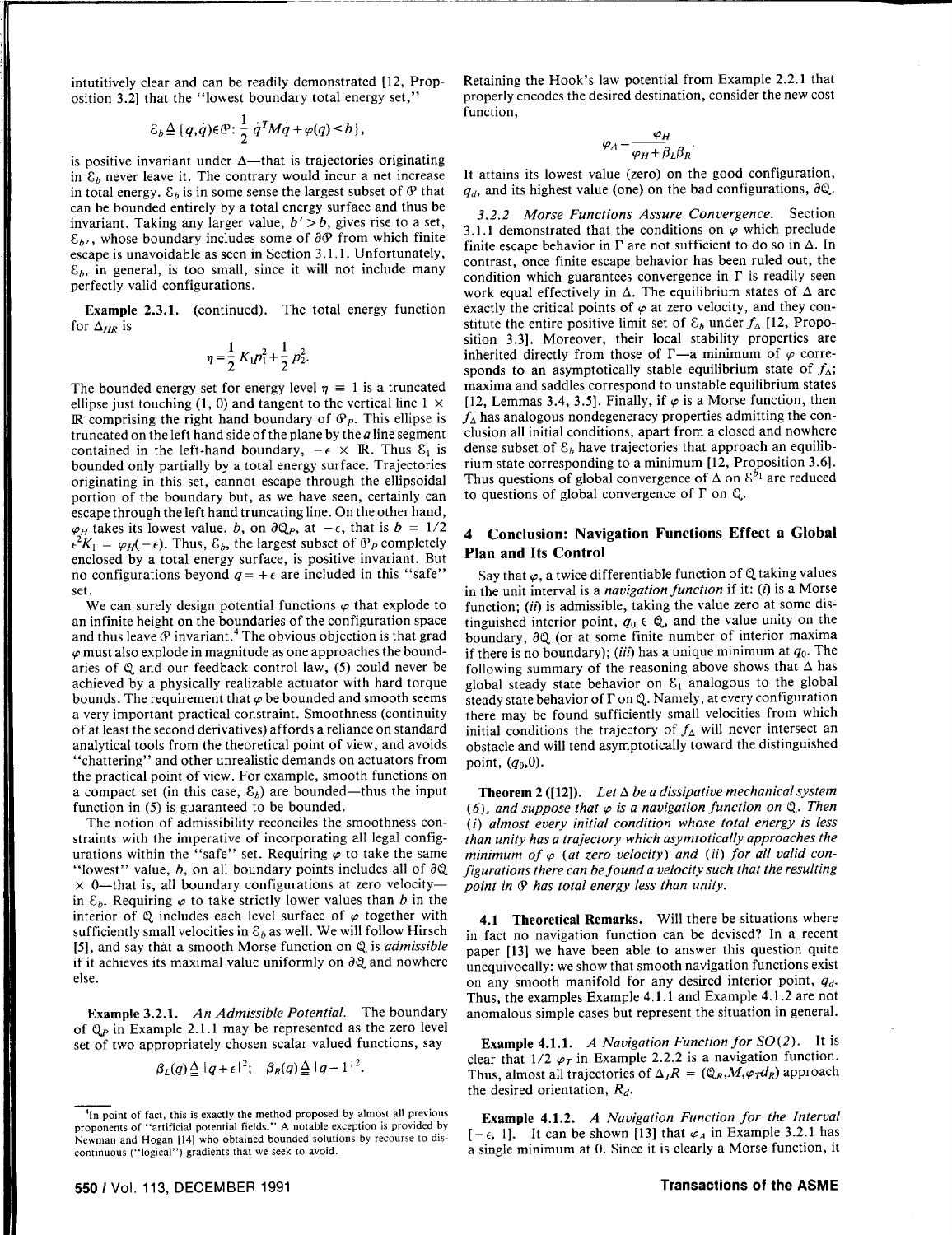intutitively clear and can be readily demonstrated [12, Proposition 3.2] that the "lowest boundary total energy set,"

$$\mathcal{E}_b \triangleq \{q,\dot{q})\in\mathcal{P}: \frac{1}{2}\dot{q}^T M \dot{q} + \varphi(q) \le b\},$$

is positive invariant under $\Delta$—that is trajectories originating in $\mathcal{E}_b$ never leave it. The contrary would incur a net increase in total energy. $\mathcal{E}_b$ is in some sense the largest subset of $\mathcal{P}$ that can be bounded entirely by a total energy surface and thus be invariant. Taking any larger value, $b' > b$, gives rise to a set, $\mathcal{E}_{b'}$, whose boundary includes some of $\partial\mathcal{P}$ from which finite escape is unavoidable as seen in Section 3.1.1. Unfortunately, $\mathcal{E}_b$, in general, is too small, since it will not include many perfectly valid configurations.

**Example 2.3.1.** (continued). The total energy function for $\Delta_{HR}$ is

$$\eta = \frac{1}{2}K_1 p_1^2 + \frac{1}{2}p_2^2.$$

The bounded energy set for energy level $\eta \equiv 1$ is a truncated ellipse just touching (1, 0) and tangent to the vertical line $1 \times \mathbb{R}$ comprising the right hand boundary of $\mathcal{P}_P$. This ellipse is truncated on the left hand side of the plane by the a line segment contained in the left-hand boundary, $-\epsilon \times \mathbb{R}$. Thus $\mathcal{E}_1$ is bounded only partially by a total energy surface. Trajectories originating in this set, cannot escape through the ellipsoidal portion of the boundary but, as we have seen, certainly can escape through the left hand truncating line. On the other hand, $\varphi_H$ takes its lowest value, $b$, on $\partial\mathcal{Q}_P$, at $-\epsilon$, that is $b = 1/2\ \epsilon^2 K_1 = \varphi_H(-\epsilon)$. Thus, $\mathcal{E}_b$, the largest subset of $\mathcal{P}_P$ completely enclosed by a total energy surface, is positive invariant. But no configurations beyond $q = +\epsilon$ are included in this "safe" set.

We can surely design potential functions $\varphi$ that explode to an infinite height on the boundaries of the configuration space and thus leave $\mathcal{P}$ invariant.[4] The obvious objection is that grad $\varphi$ must also explode in magnitude as one approaches the boundaries of $\mathcal{Q}$ and our feedback control law, (5) could never be achieved by a physically realizable actuator with hard torque bounds. The requirement that $\varphi$ be bounded and smooth seems a very important practical constraint. Smoothness (continuity of at least the second derivatives) affords a reliance on standard analytical tools from the theoretical point of view, and avoids "chattering" and other unrealistic demands on actuators from the practical point of view. For example, smooth functions on a compact set (in this case, $\mathcal{E}_b$) are bounded—thus the input function in (5) is guaranteed to be bounded.

The notion of admissibility reconciles the smoothness constraints with the imperative of incorporating all legal configurations within the "safe" set. Requiring $\varphi$ to take the same "lowest" value, $b$, on all boundary points includes all of $\partial\mathcal{Q} \times 0$—that is, all boundary configurations at zero velocity—in $\mathcal{E}_b$. Requiring $\varphi$ to take strictly lower values than $b$ in the interior of $\mathcal{Q}$ includes each level surface of $\varphi$ together with sufficiently small velocities in $\mathcal{E}_b$ as well. We will follow Hirsch [5], and say that a smooth Morse function on $\mathcal{Q}$ is *admissible* if it achieves its maximal value uniformly on $\partial\mathcal{Q}$ and nowhere else.

**Example 3.2.1.** *An Admissible Potential.* The boundary of $\mathcal{Q}_P$ in Example 2.1.1 may be represented as the zero level set of two appropriately chosen scalar valued functions, say

$$\beta_L(q) \triangleq |q+\epsilon|^2; \quad \beta_R(q) \triangleq |q-1|^2.$$

[4] In point of fact, this is exactly the method proposed by almost all previous proponents of "artificial potential fields." A notable exception is provided by Newman and Hogan [14] who obtained bounded solutions by recourse to discontinuous ("logical") gradients that we seek to avoid.

Retaining the Hook's law potential from Example 2.2.1 that properly encodes the desired destination, consider the new cost function,

$$\varphi_A = \frac{\varphi_H}{\varphi_H + \beta_L \beta_R}.$$

It attains its lowest value (zero) on the good configuration, $q_d$, and its highest value (one) on the bad configurations, $\partial\mathcal{Q}$.

*3.2.2 Morse Functions Assure Convergence.* Section 3.1.1 demonstrated that the conditions on $\varphi$ which preclude finite escape behavior in $\Gamma$ are not sufficient to do so in $\Delta$. In contrast, once finite escape behavior has been ruled out, the condition which guarantees convergence in $\Gamma$ is readily seen work equal effectively in $\Delta$. The equilibrium states of $\Delta$ are exactly the critical points of $\varphi$ at zero velocity, and they constitute the entire positive limit set of $\mathcal{E}_b$ under $f_\Delta$ [12, Proposition 3.3]. Moreover, their local stability properties are inherited directly from those of $\Gamma$—a minimum of $\varphi$ corresponds to an asymptotically stable equilibrium state of $f_\Delta$; maxima and saddles correspond to unstable equilibrium states [12, Lemmas 3.4, 3.5]. Finally, if $\varphi$ is a Morse function, then $f_\Delta$ has analogous nondegeneracy properties admitting the conclusion all initial conditions, apart from a closed and nowhere dense subset of $\mathcal{E}_b$ have trajectories that approach an equilibrium state corresponding to a minimum [12, Proposition 3.6]. Thus questions of global convergence of $\Delta$ on $\mathcal{E}^{b_1}$ are reduced to questions of global convergence of $\Gamma$ on $\mathcal{Q}$.

## 4 Conclusion: Navigation Functions Effect a Global Plan and Its Control

Say that $\varphi$, a twice differentiable function of $\mathcal{Q}$ taking values in the unit interval is a *navigation function* if it: (*i*) is a Morse function; (*ii*) is admissible, taking the value zero at some distinguished interior point, $q_0 \in \mathcal{Q}$, and the value unity on the boundary, $\partial\mathcal{Q}$ (or at some finite number of interior maxima if there is no boundary); (*iii*) has a unique minimum at $q_0$. The following summary of the reasoning above shows that $\Delta$ has global steady state behavior on $\mathcal{E}_1$ analogous to the global steady state behavior of $\Gamma$ on $\mathcal{Q}$. Namely, at every configuration there may be found sufficiently small velocities from which initial conditions the trajectory of $f_\Delta$ will never intersect an obstacle and will tend asymptotically toward the distinguished point, $(q_0, 0)$.

**Theorem 2 ([12]).** *Let $\Delta$ be a dissipative mechanical system (6), and suppose that $\varphi$ is a navigation function on $\mathcal{Q}$. Then (i) almost every initial condition whose total energy is less than unity has a trajectory which asymtotically approaches the minimum of $\varphi$ (at zero velocity) and (ii) for all valid configurations there can be found a velocity such that the resulting point in $\mathcal{P}$ has total energy less than unity.*

**4.1 Theoretical Remarks.** Will there be situations where in fact no navigation function can be devised? In a recent paper [13] we have been able to answer this question quite unequivocally: we show that smooth navigation functions exist on any smooth manifold for any desired interior point, $q_d$. Thus, the examples Example 4.1.1 and Example 4.1.2 are not anomalous simple cases but represent the situation in general.

**Example 4.1.1.** *A Navigation Function for SO(2).* It is clear that $1/2\ \varphi_T$ in Example 2.2.2 is a navigation function. Thus, almost all trajectories of $\Delta_T R = (\mathcal{Q}_R, M, \varphi_T d_R)$ approach the desired orientation, $R_d$.

**Example 4.1.2.** *A Navigation Function for the Interval* $[-\epsilon, 1]$. It can be shown [13] that $\varphi_A$ in Example 3.2.1 has a single minimum at 0. Since it is clearly a Morse function, it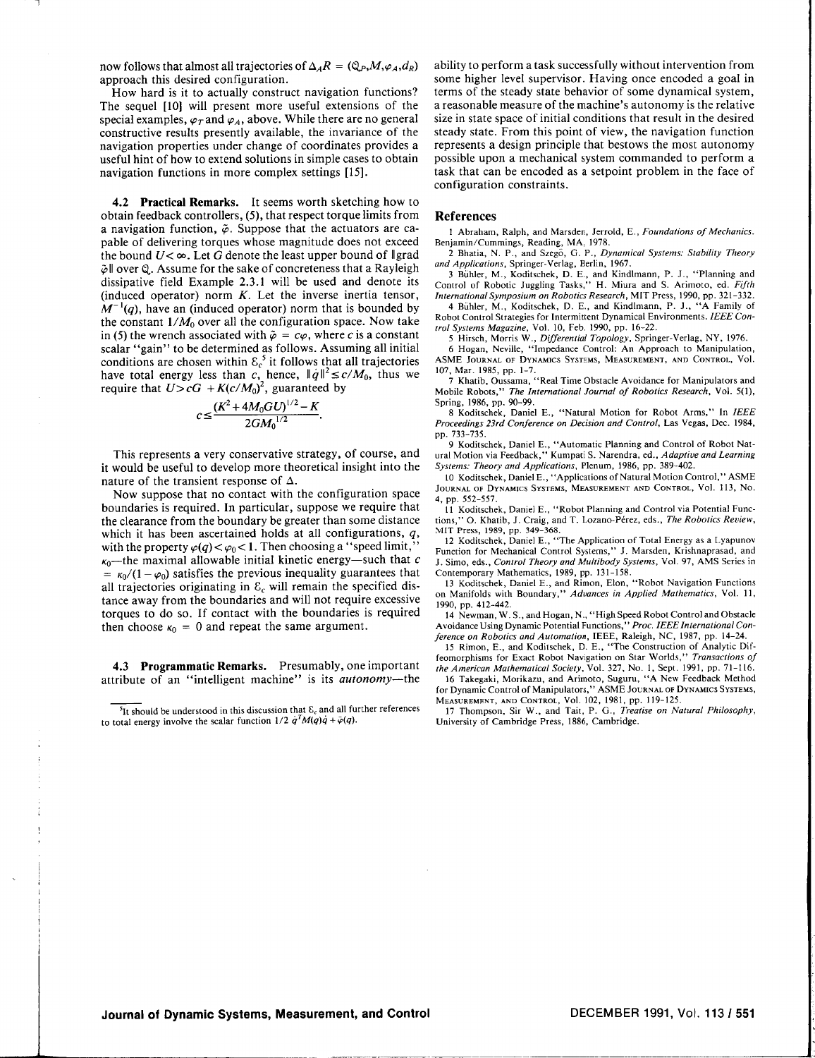now follows that almost all trajectories of $\Delta_A R = (\mathbb{Q}_P, M, \varphi_A, d_R)$ approach this desired configuration.

How hard is it to actually construct navigation functions? The sequel [10] will present more useful extensions of the special examples, $\varphi_T$ and $\varphi_A$, above. While there are no general constructive results presently available, the invariance of the navigation properties under change of coordinates provides a useful hint of how to extend solutions in simple cases to obtain navigation functions in more complex settings [15].

**4.2 Practical Remarks.** It seems worth sketching how to obtain feedback controllers, (5), that respect torque limits from a navigation function, $\tilde{\varphi}$. Suppose that the actuators are capable of delivering torques whose magnitude does not exceed the bound $U < \infty$. Let $G$ denote the least upper bound of $\|\text{grad } \tilde{\varphi}\|$ over $\mathbb{Q}$. Assume for the sake of concreteness that a Rayleigh dissipative field Example 2.3.1 will be used and denote its (induced operator) norm $K$. Let the inverse inertia tensor, $M^{-1}(q)$, have an (induced operator) norm that is bounded by the constant $1/M_0$ over all the configuration space. Now take in (5) the wrench associated with $\tilde{\varphi} = c\varphi$, where $c$ is a constant scalar "gain" to be determined as follows. Assuming all initial conditions are chosen within $\mathcal{E}_c$[5] it follows that all trajectories have total energy less than $c$, hence, $\|\dot{q}\|^2 \leq c/M_0$, thus we require that $U > cG + K(c/M_0)^2$, guaranteed by

$$c \leq \frac{(K^2 + 4M_0GU)^{1/2} - K}{2GM_0^{1/2}}.$$

This represents a very conservative strategy, of course, and it would be useful to develop more theoretical insight into the nature of the transient response of $\Delta$.

Now suppose that no contact with the configuration space boundaries is required. In particular, suppose we require that the clearance from the boundary be greater than some distance which it has been ascertained holds at all configurations, $q$, with the property $\varphi(q) < \varphi_0 < 1$. Then choosing a "speed limit," $\kappa_0$—the maximal allowable initial kinetic energy—such that $c = \kappa_0/(1 - \varphi_0)$ satisfies the previous inequality guarantees that all trajectories originating in $\mathcal{E}_c$ will remain the specified distance away from the boundaries and will not require excessive torques to do so. If contact with the boundaries is required then choose $\kappa_0 = 0$ and repeat the same argument.

**4.3 Programmatic Remarks.** Presumably, one important attribute of an "intelligent machine" is its *autonomy*—the ability to perform a task successfully without intervention from some higher level supervisor. Having once encoded a goal in terms of the steady state behavior of some dynamical system, a reasonable measure of the machine's autonomy is the relative size in state space of initial conditions that result in the desired steady state. From this point of view, the navigation function represents a design principle that bestows the most autonomy possible upon a mechanical system commanded to perform a task that can be encoded as a setpoint problem in the face of configuration constraints.

[5] It should be understood in this discussion that $\mathcal{E}_c$ and all further references to total energy involve the scalar function $1/2\ \dot{q}^T M(q)\dot{q} + \tilde{\varphi}(q)$.

## References

1 Abraham, Ralph, and Marsden, Jerrold, E., *Foundations of Mechanics*. Benjamin/Cummings, Reading, MA, 1978.

2 Bhatia, N. P., and Szegö, G. P., *Dynamical Systems: Stability Theory and Applications*, Springer-Verlag, Berlin, 1967.

3 Bühler, M., Koditschek, D. E., and Kindlmann, P. J., "Planning and Control of Robotic Juggling Tasks," H. Miura and S. Arimoto, ed. *Fifth International Symposium on Robotics Research*, MIT Press, 1990, pp. 321-332.

4 Bühler, M., Koditschek, D. E., and Kindlmann, P. J., "A Family of Robot Control Strategies for Intermittent Dynamical Environments. *IEEE Control Systems Magazine*, Vol. 10, Feb. 1990, pp. 16-22.

5 Hirsch, Morris W., *Differential Topology*, Springer-Verlag, NY, 1976.

6 Hogan, Neville, "Impedance Control: An Approach to Manipulation, ASME JOURNAL OF DYNAMICS SYSTEMS, MEASUREMENT, AND CONTROL, Vol. 107, Mar. 1985, pp. 1-7.

7 Khatib, Oussama, "Real Time Obstacle Avoidance for Manipulators and Mobile Robots," *The International Journal of Robotics Research*, Vol. 5(1), Spring, 1986, pp. 90-99.

8 Koditschek, Daniel E., "Natural Motion for Robot Arms," In *IEEE Proceedings 23rd Conference on Decision and Control*, Las Vegas, Dec. 1984, pp. 733-735.

9 Koditschek, Daniel E., "Automatic Planning and Control of Robot Natural Motion via Feedback," Kumpati S. Narendra, ed., *Adaptive and Learning Systems: Theory and Applications*, Plenum, 1986, pp. 389-402.

10 Koditschek, Daniel E., "Applications of Natural Motion Control," ASME JOURNAL OF DYNAMICS SYSTEMS, MEASUREMENT AND CONTROL, Vol. 113, No. 4, pp. 552-557.

11 Koditschek, Daniel E., "Robot Planning and Control via Potential Functions," O. Khatib, J. Craig, and T. Lozano-Pérez, eds., *The Robotics Review*, MIT Press, 1989, pp. 349-368.

12 Koditschek, Daniel E., "The Application of Total Energy as a Lyapunov Function for Mechanical Control Systems," J. Marsden, Krishnaprasad, and J. Simo, eds., *Control Theory and Multibody Systems*, Vol. 97, AMS Series in Contemporary Mathematics, 1989, pp. 131-158.

13 Koditschek, Daniel E., and Rimon, Elon, "Robot Navigation Functions on Manifolds with Boundary," *Advances in Applied Mathematics*, Vol. 11, 1990, pp. 412-442.

14 Newman, W. S., and Hogan, N., "High Speed Robot Control and Obstacle Avoidance Using Dynamic Potential Functions," *Proc. IEEE International Conference on Robotics and Automation*, IEEE, Raleigh, NC, 1987, pp. 14-24.

15 Rimon, E., and Koditschek, D. E., "The Construction of Analytic Diffeomorphisms for Exact Robot Navigation on Star Worlds," *Transactions of the American Mathematical Society*, Vol. 327, No. 1, Sept. 1991, pp. 71-116.

16 Takegaki, Morikazu, and Arimoto, Suguru, "A New Feedback Method for Dynamic Control of Manipulators," ASME JOURNAL OF DYNAMICS SYSTEMS, MEASUREMENT, AND CONTROL, Vol. 102, 1981, pp. 119-125.

17 Thompson, Sir W., and Tait, P. G., *Treatise on Natural Philosophy*, University of Cambridge Press, 1886, Cambridge.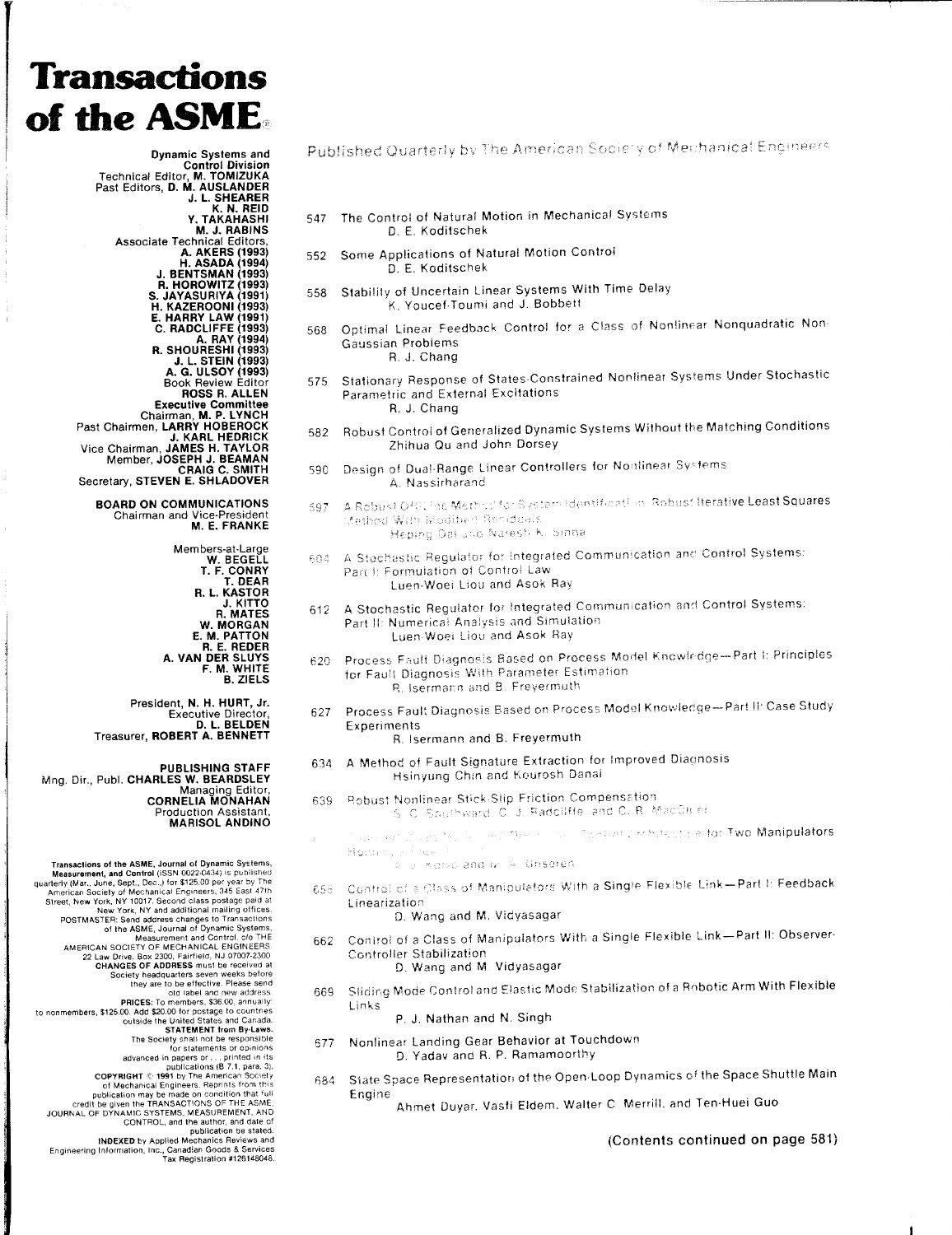# Transactions of the ASME

**Dynamic Systems and Control Division**
Technical Editor, **M. TOMIZUKA**
Past Editors, **D. M. AUSLANDER**
**J. L. SHEARER**
**K. N. REID**
**Y. TAKAHASHI**
**M. J. RABINS**
Associate Technical Editors,
**A. AKERS (1993)**
**H. ASADA (1994)**
**J. BENTSMAN (1993)**
**R. HOROWITZ (1993)**
**S. JAYASURIYA (1991)**
**H. KAZEROONI (1993)**
**E. HARRY LAW (1991)**
**C. RADCLIFFE (1993)**
**A. RAY (1994)**
**R. SHOURESHI (1993)**
**J. L. STEIN (1993)**
**A. G. ULSOY (1993)**
Book Review Editor
**ROSS R. ALLEN**
**Executive Committee**
Chairman, **M. P. LYNCH**
Past Chairmen, **LARRY HOBEROCK**
**J. KARL HEDRICK**
Vice Chairman, **JAMES H. TAYLOR**
Member, **JOSEPH J. BEAMAN**
**CRAIG C. SMITH**
Secretary, **STEVEN E. SHLADOVER**

**BOARD ON COMMUNICATIONS**
Chairman and Vice-President
**M. E. FRANKE**

Members-at-Large
**W. BEGELL**
**T. F. CONRY**
**T. DEAR**
**R. L. KASTOR**
**J. KITTO**
**R. MATES**
**W. MORGAN**
**E. M. PATTON**
**R. E. REDER**
**A. VAN DER SLUYS**
**F. M. WHITE**
**B. ZIELS**

President, **N. H. HURT, Jr.**
Executive Director,
**D. L. BELDEN**
Treasurer, **ROBERT A. BENNETT**

**PUBLISHING STAFF**
Mng. Dir., Publ. **CHARLES W. BEARDSLEY**
Managing Editor,
**CORNELIA MONAHAN**
Production Assistant,
**MARISOL ANDINO**

**Transactions of the ASME, Journal of Dynamic Systems, Measurement, and Control** (ISSN 0022-0434) is published quarterly (Mar., June, Sept., Dec.) for $125.00 per year by The American Society of Mechanical Engineers, 345 East 47th Street, New York, NY 10017. Second class postage paid at New York, NY and additional mailing offices. POSTMASTER: Send address changes to Transactions of the ASME, Journal of Dynamic Systems, Measurement and Control, c/o THE AMERICAN SOCIETY OF MECHANICAL ENGINEERS, 22 Law Drive, Box 2300, Fairfield, NJ 07007-2300
**CHANGES OF ADDRESS** must be received at Society headquarters seven weeks before they are to be effective. Please send old label and new address.
**PRICES:** To members, $36.00, annually; to nonmembers, $125.00. Add $20.00 for postage to countries outside the United States and Canada.
**STATEMENT from By-Laws.** The Society shall not be responsible for statements or opinions advanced in papers or ... printed in its publications (B 7.1, para. 3).
**COPYRIGHT** © **1991** by The American Society of Mechanical Engineers. Reprints from this publication may be made on condition that full credit be given the TRANSACTIONS OF THE ASME, JOURNAL OF DYNAMIC SYSTEMS, MEASUREMENT, AND CONTROL, and the author, and date of publication be stated.
**INDEXED** by Applied Mechanics Reviews and Engineering Information, Inc., Canadian Goods & Services Tax Registration #126148048.

Published Quarterly by The American Society of Mechanical Engineers

547 The Control of Natural Motion in Mechanical Systems
D. E. Koditschek

552 Some Applications of Natural Motion Control
D. E. Koditschek

558 Stability of Uncertain Linear Systems With Time Delay
K. Youcef-Toumi and J. Bobbett

568 Optimal Linear Feedback Control for a Class of Nonlinear Nonquadratic Non-Gaussian Problems
R. J. Chang

575 Stationary Response of States-Constrained Nonlinear Systems Under Stochastic Parametric and External Excitations
R. J. Chang

582 Robust Control of Generalized Dynamic Systems Without the Matching Conditions
Zhihua Qu and John Dorsey

590 Design of Dual-Range Linear Controllers for Nonlinear Systems
A. Nassirharand

597 A Robust Off-Line Method for System Identification: Robust Iterative Least Squares Method With Modified Residuals
Heping Dai and Naresh K. Sinha

604 A Stochastic Regulator for Integrated Communication and Control Systems: Part I: Formulation of Control Law
Luen-Woei Liou and Asok Ray

612 A Stochastic Regulator for Integrated Communication and Control Systems: Part II: Numerical Analysis and Simulation
Luen-Woei Liou and Asok Ray

620 Process Fault Diagnosis Based on Process Model Knowledge—Part I: Principles for Fault Diagnosis With Parameter Estimation
R. Isermann and B. Freyermuth

627 Process Fault Diagnosis Based on Process Model Knowledge—Part II: Case Study Experiments
R. Isermann and B. Freyermuth

634 A Method of Fault Signature Extraction for Improved Diagnosis
Hsinyung Chin and Kourosh Danai

639 Robust Nonlinear Stick-Slip Friction Compensation
S. C. Southward, C. J. Radcliffe, and C. R. MacCluer

... for Two Manipulators
... and ... Ulsoy

655 Control of a Class of Manipulators With a Single Flexible Link—Part I: Feedback Linearization
D. Wang and M. Vidyasagar

662 Control of a Class of Manipulators With a Single Flexible Link—Part II: Observer-Controller Stabilization
D. Wang and M. Vidyasagar

669 Sliding Mode Control and Elastic Mode Stabilization of a Robotic Arm With Flexible Links
P. J. Nathan and N. Singh

677 Nonlinear Landing Gear Behavior at Touchdown
D. Yadav and R. P. Ramamoorthy

684 State Space Representation of the Open-Loop Dynamics of the Space Shuttle Main Engine
Ahmet Duyar, Vasfi Eldem, Walter C. Merrill, and Ten-Huei Guo

(Contents continued on page 581)